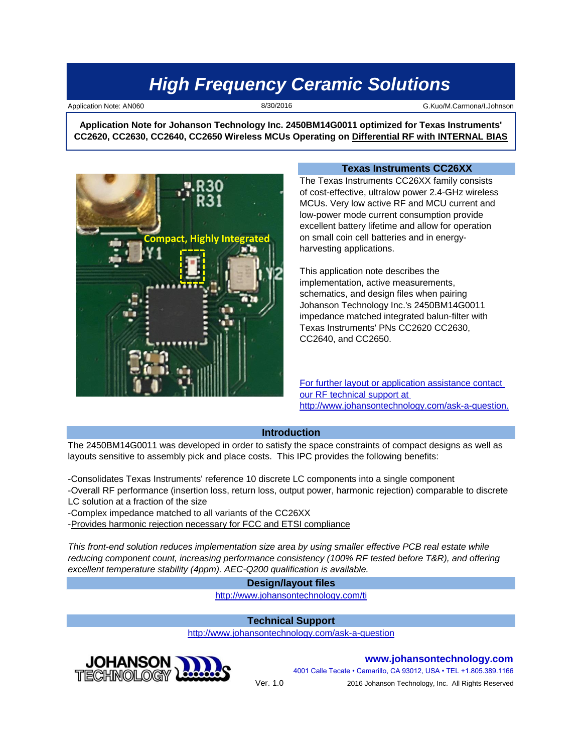# High Frequency Ceramic Solutions

Application Note: AN060 | 8/30/2016 | G.Kuo/M.Carmona/I.Johnson

**Application Note for Johanson Technology Inc. 2450BM14G0011 optimized for Texas Instruments' CC2620, CC2630, CC2640, CC2650 Wireless MCUs Operating on Differential RF with INTERNAL BIAS**

## Texas Instruments CC26XX

The Texas Instruments CC26XX family consists of cost-effective, ultralow power 2.4-GHz wireless MCUs. Very low active RF and MCU current and low-power mode current consumption provide excellent battery lifetime and allow for operation on small coin cell batteries and in energy-harvesting applications.

This application note describes the implementation, active measurements, schematics, and design files when pairing Johanson Technology Inc.'s 2450BM14G0011 impedance matched integrated balun-filter with Texas Instruments' PNs CC2620 CC2630, CC2640, and CC2650.

For further layout or application assistance contact our RF technical support at http://www.johansontechnology.com/ask-a-question.

## Introduction

The 2450BM14G0011 was developed in order to satisfy the space constraints of compact designs as well as layouts sensitive to assembly pick and place costs. This IPC provides the following benefits:

-Consolidates Texas Instruments' reference 10 discrete LC components into a single component
-Overall RF performance (insertion loss, return loss, output power, harmonic rejection) comparable to discrete LC solution at a fraction of the size
-Complex impedance matched to all variants of the CC26XX
-Provides harmonic rejection necessary for FCC and ETSI compliance

*This front-end solution reduces implementation size area by using smaller effective PCB real estate while reducing component count, increasing performance consistency (100% RF tested before T&R), and offering excellent temperature stability (4ppm). AEC-Q200 qualification is available.*

## Design/layout files

http://www.johansontechnology.com/ti

## Technical Support

http://www.johansontechnology.com/ask-a-question

**www.johansontechnology.com**
4001 Calle Tecate • Camarillo, CA 93012, USA • TEL +1.805.389.1166
Ver. 1.0
2016 Johanson Technology, Inc. All Rights Reserved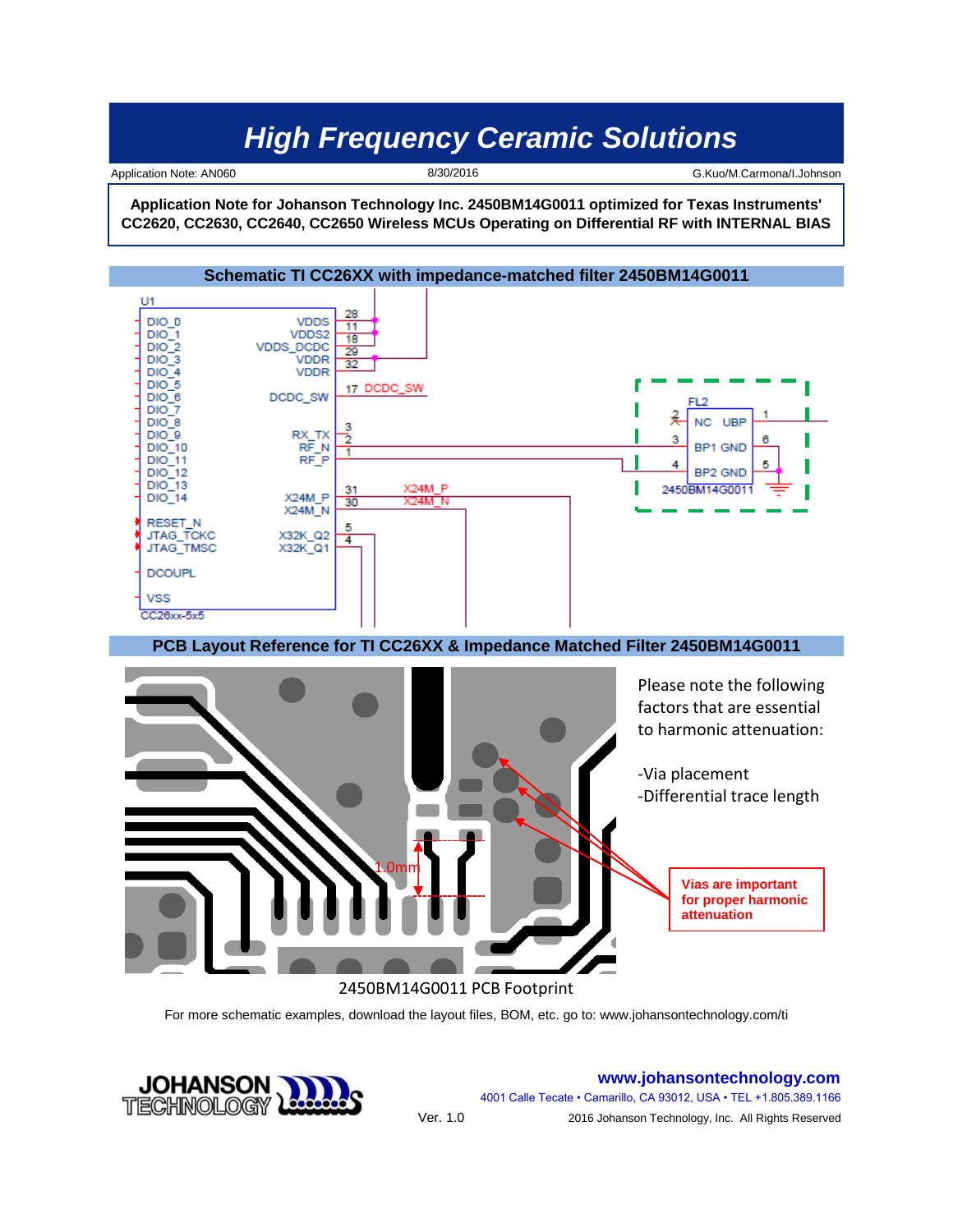# High Frequency Ceramic Solutions

Application Note: AN060 — 8/30/2016 — G.Kuo/M.Carmona/I.Johnson

**Application Note for Johanson Technology Inc. 2450BM14G0011 optimized for Texas Instruments' CC2620, CC2630, CC2640, CC2650 Wireless MCUs Operating on Differential RF with INTERNAL BIAS**

## Schematic TI CC26XX with impedance-matched filter 2450BM14G0011

## PCB Layout Reference for TI CC26XX & Impedance Matched Filter 2450BM14G0011

Please note the following factors that are essential to harmonic attenuation:

- Via placement
- Differential trace length

**Vias are important for proper harmonic attenuation**

2450BM14G0011 PCB Footprint

For more schematic examples, download the layout files, BOM, etc. go to: www.johansontechnology.com/ti

JOHANSON TECHNOLOGY

Ver. 1.0

**www.johansontechnology.com**

4001 Calle Tecate • Camarillo, CA 93012, USA • TEL +1.805.389.1166

2016 Johanson Technology, Inc. All Rights Reserved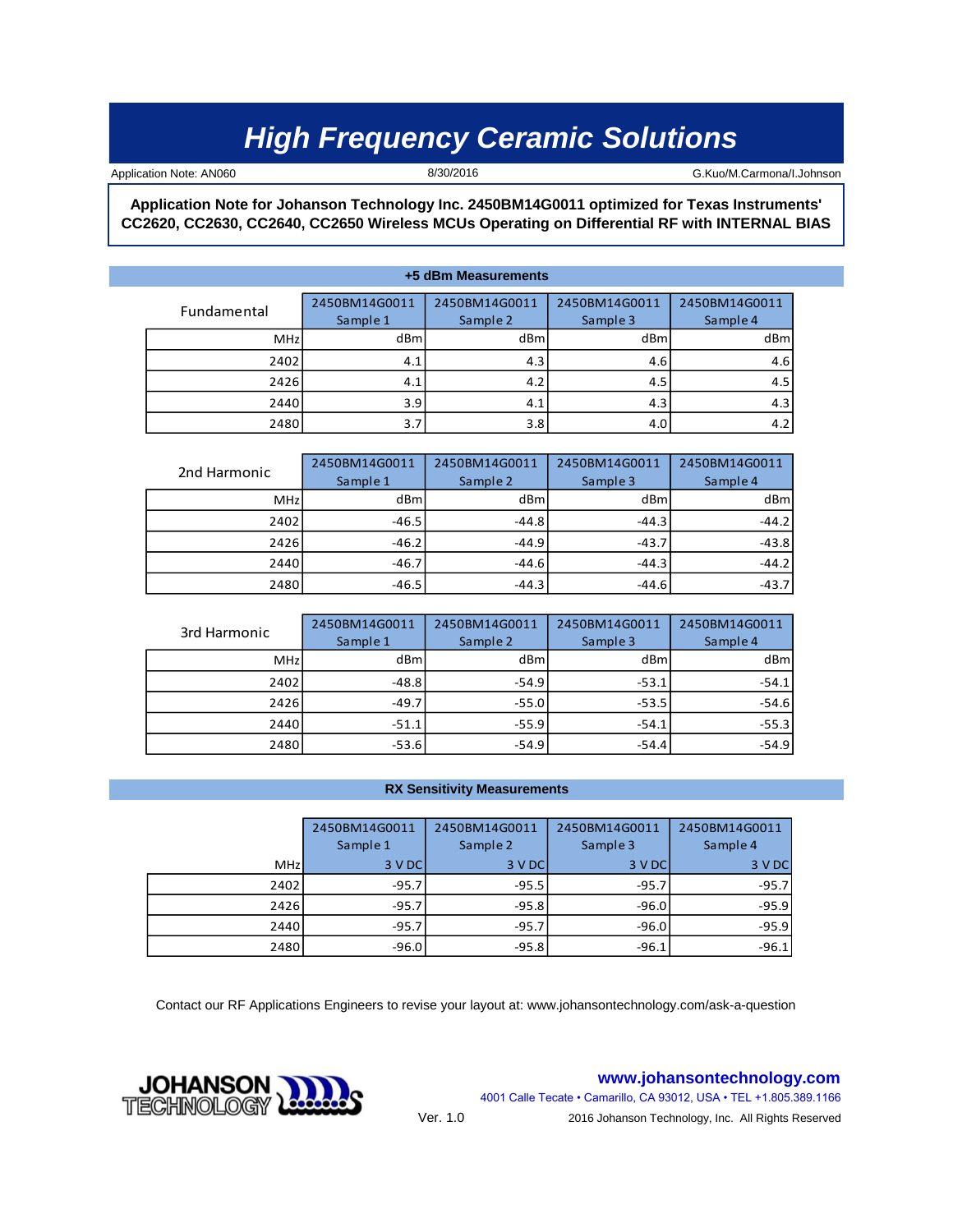Application Note: AN060 | 8/30/2016 | G.Kuo/M.Carmona/I.Johnson

**Application Note for Johanson Technology Inc. 2450BM14G0011 optimized for Texas Instruments' CC2620, CC2630, CC2640, CC2650 Wireless MCUs Operating on Differential RF with INTERNAL BIAS**

## +5 dBm Measurements

| Fundamental | 2450BM14G0011 Sample 1 | 2450BM14G0011 Sample 2 | 2450BM14G0011 Sample 3 | 2450BM14G0011 Sample 4 |
|---|---|---|---|---|
| MHz | dBm | dBm | dBm | dBm |
| 2402 | 4.1 | 4.3 | 4.6 | 4.6 |
| 2426 | 4.1 | 4.2 | 4.5 | 4.5 |
| 2440 | 3.9 | 4.1 | 4.3 | 4.3 |
| 2480 | 3.7 | 3.8 | 4.0 | 4.2 |

| 2nd Harmonic | 2450BM14G0011 Sample 1 | 2450BM14G0011 Sample 2 | 2450BM14G0011 Sample 3 | 2450BM14G0011 Sample 4 |
|---|---|---|---|---|
| MHz | dBm | dBm | dBm | dBm |
| 2402 | -46.5 | -44.8 | -44.3 | -44.2 |
| 2426 | -46.2 | -44.9 | -43.7 | -43.8 |
| 2440 | -46.7 | -44.6 | -44.3 | -44.2 |
| 2480 | -46.5 | -44.3 | -44.6 | -43.7 |

| 3rd Harmonic | 2450BM14G0011 Sample 1 | 2450BM14G0011 Sample 2 | 2450BM14G0011 Sample 3 | 2450BM14G0011 Sample 4 |
|---|---|---|---|---|
| MHz | dBm | dBm | dBm | dBm |
| 2402 | -48.8 | -54.9 | -53.1 | -54.1 |
| 2426 | -49.7 | -55.0 | -53.5 | -54.6 |
| 2440 | -51.1 | -55.9 | -54.1 | -55.3 |
| 2480 | -53.6 | -54.9 | -54.4 | -54.9 |

## RX Sensitivity Measurements

| | 2450BM14G0011 Sample 1 | 2450BM14G0011 Sample 2 | 2450BM14G0011 Sample 3 | 2450BM14G0011 Sample 4 |
|---|---|---|---|---|
| MHz | 3 V DC | 3 V DC | 3 V DC | 3 V DC |
| 2402 | -95.7 | -95.5 | -95.7 | -95.7 |
| 2426 | -95.7 | -95.8 | -96.0 | -95.9 |
| 2440 | -95.7 | -95.7 | -96.0 | -95.9 |
| 2480 | -96.0 | -95.8 | -96.1 | -96.1 |

Contact our RF Applications Engineers to revise your layout at: www.johansontechnology.com/ask-a-question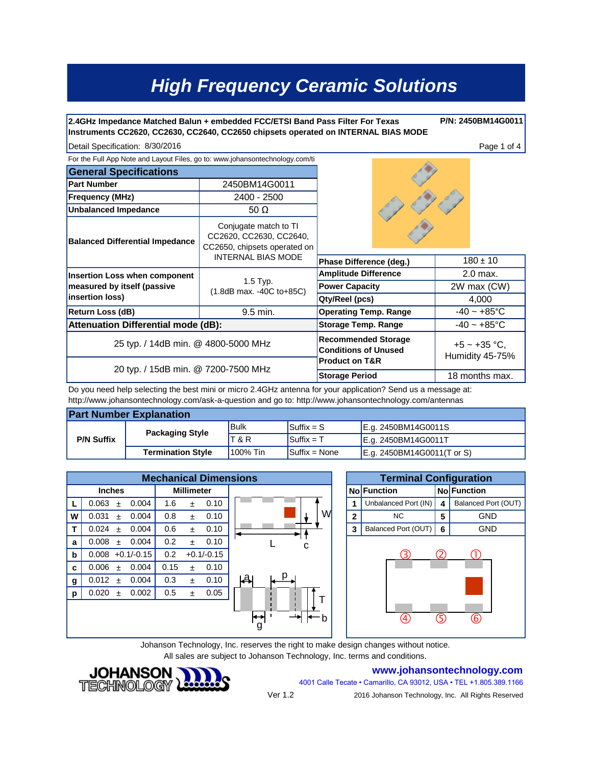# High Frequency Ceramic Solutions

**2.4GHz Impedance Matched Balun + embedded FCC/ETSI Band Pass Filter For Texas Instruments CC2620, CC2630, CC2640, CC2650 chipsets operated on INTERNAL BIAS MODE**

**P/N: 2450BM14G0011**

Detail Specification: 8/30/2016

For the Full App Note and Layout Files, go to: www.johansontechnology.com/ti

## General Specifications

| Parameter | Value |
|---|---|
| **Part Number** | 2450BM14G0011 |
| **Frequency (MHz)** | 2400 - 2500 |
| **Unbalanced Impedance** | 50 Ω |
| **Balanced Differential Impedance** | Conjugate match to TI CC2620, CC2630, CC2640, CC2650, chipsets operated on INTERNAL BIAS MODE |
| **Insertion Loss when component measured by itself (passive insertion loss)** | 1.5 Typ. (1.8dB max. -40C to+85C) |
| **Return Loss (dB)** | 9.5 min. |
| **Attenuation Differential mode (dB):** | |
| | 25 typ. / 14dB min. @ 4800-5000 MHz |
| | 20 typ. / 15dB min. @ 7200-7500 MHz |

| Parameter | Value |
|---|---|
| **Phase Difference (deg.)** | 180 ± 10 |
| **Amplitude Difference** | 2.0 max. |
| **Power Capacity** | 2W max (CW) |
| **Qty/Reel (pcs)** | 4,000 |
| **Operating Temp. Range** | -40 ~ +85°C |
| **Storage Temp. Range** | -40 ~ +85°C |
| **Recommended Storage Conditions of Unused Product on T&R** | +5 ~ +35 °C, Humidity 45-75% |
| **Storage Period** | 18 months max. |

Do you need help selecting the best mini or micro 2.4GHz antenna for your application? Send us a message at: http://www.johansontechnology.com/ask-a-question and go to: http://www.johansontechnology.com/antennas

## Part Number Explanation

| | | | | |
|---|---|---|---|---|
| **P/N Suffix** | **Packaging Style** | Bulk | Suffix = S | E.g. 2450BM14G0011S |
| | | T & R | Suffix = T | E.g. 2450BM14G0011T |
| | **Termination Style** | 100% Tin | Suffix = None | E.g. 2450BM14G0011(T or S) |

## Mechanical Dimensions

| | Inches | Millimeter |
|---|---|---|
| **L** | 0.063 ± 0.004 | 1.6 ± 0.10 |
| **W** | 0.031 ± 0.004 | 0.8 ± 0.10 |
| **T** | 0.024 ± 0.004 | 0.6 ± 0.10 |
| **a** | 0.008 ± 0.004 | 0.2 ± 0.10 |
| **b** | 0.008 +0.1/-0.15 | 0.2 +0.1/-0.15 |
| **c** | 0.006 ± 0.004 | 0.15 ± 0.10 |
| **g** | 0.012 ± 0.004 | 0.3 ± 0.10 |
| **p** | 0.020 ± 0.002 | 0.5 ± 0.05 |

## Terminal Configuration

| No | Function | No | Function |
|---|---|---|---|
| 1 | Unbalanced Port (IN) | 4 | Balanced Port (OUT) |
| 2 | NC | 5 | GND |
| 3 | Balanced Port (OUT) | 6 | GND |

Johanson Technology, Inc. reserves the right to make design changes without notice.
All sales are subject to Johanson Technology, Inc. terms and conditions.

**www.johansontechnology.com**
4001 Calle Tecate • Camarillo, CA 93012, USA • TEL +1.805.389.1166

Ver 1.2

2016 Johanson Technology, Inc. All Rights Reserved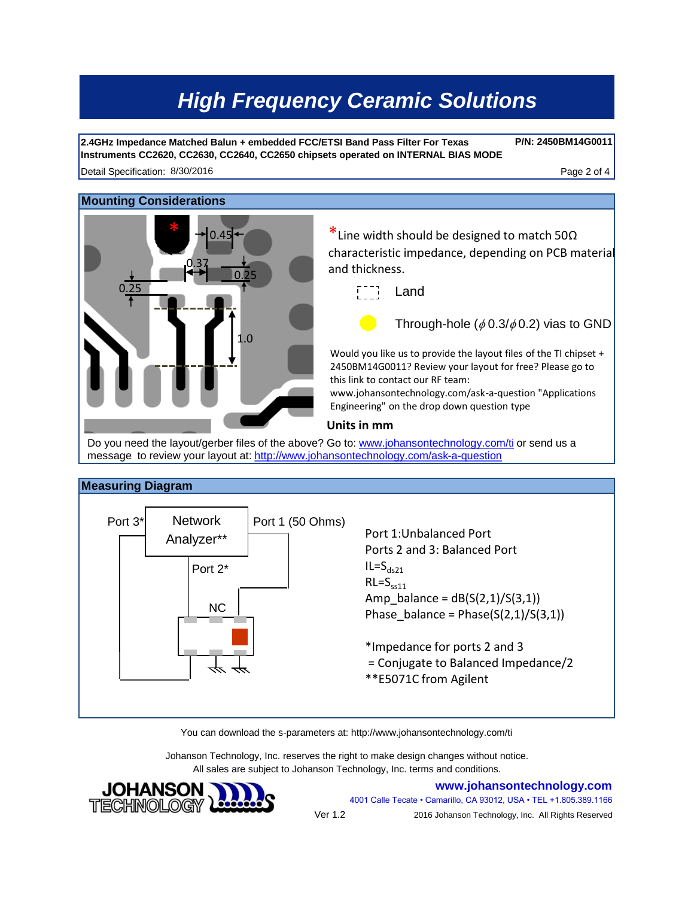**2.4GHz Impedance Matched Balun + embedded FCC/ETSI Band Pass Filter For Texas Instruments CC2620, CC2630, CC2640, CC2650 chipsets operated on INTERNAL BIAS MODE** — **P/N: 2450BM14G0011**

Detail Specification: 8/30/2016

## Mounting Considerations

*Line width should be designed to match 50Ω characteristic impedance, depending on PCB material and thickness.

Land

Through-hole ($\phi$0.3/$\phi$0.2) vias to GND

Would you like us to provide the layout files of the TI chipset + 2450BM14G0011? Review your layout for free? Please go to this link to contact our RF team: www.johansontechnology.com/ask-a-question "Applications Engineering" on the drop down question type

**Units in mm**

Do you need the layout/gerber files of the above? Go to: www.johansontechnology.com/ti or send us a message to review your layout at: http://www.johansontechnology.com/ask-a-question

## Measuring Diagram

Port 1:Unbalanced Port
Ports 2 and 3: Balanced Port
IL=$S_{ds21}$
RL=$S_{ss11}$
Amp_balance = dB(S(2,1)/S(3,1))
Phase_balance = Phase(S(2,1)/S(3,1))

*Impedance for ports 2 and 3
= Conjugate to Balanced Impedance/2
**E5071C from Agilent

You can download the s-parameters at: http://www.johansontechnology.com/ti

Johanson Technology, Inc. reserves the right to make design changes without notice.
All sales are subject to Johanson Technology, Inc. terms and conditions.

www.johansontechnology.com
4001 Calle Tecate • Camarillo, CA 93012, USA • TEL +1.805.389.1166
Ver 1.2
2016 Johanson Technology, Inc. All Rights Reserved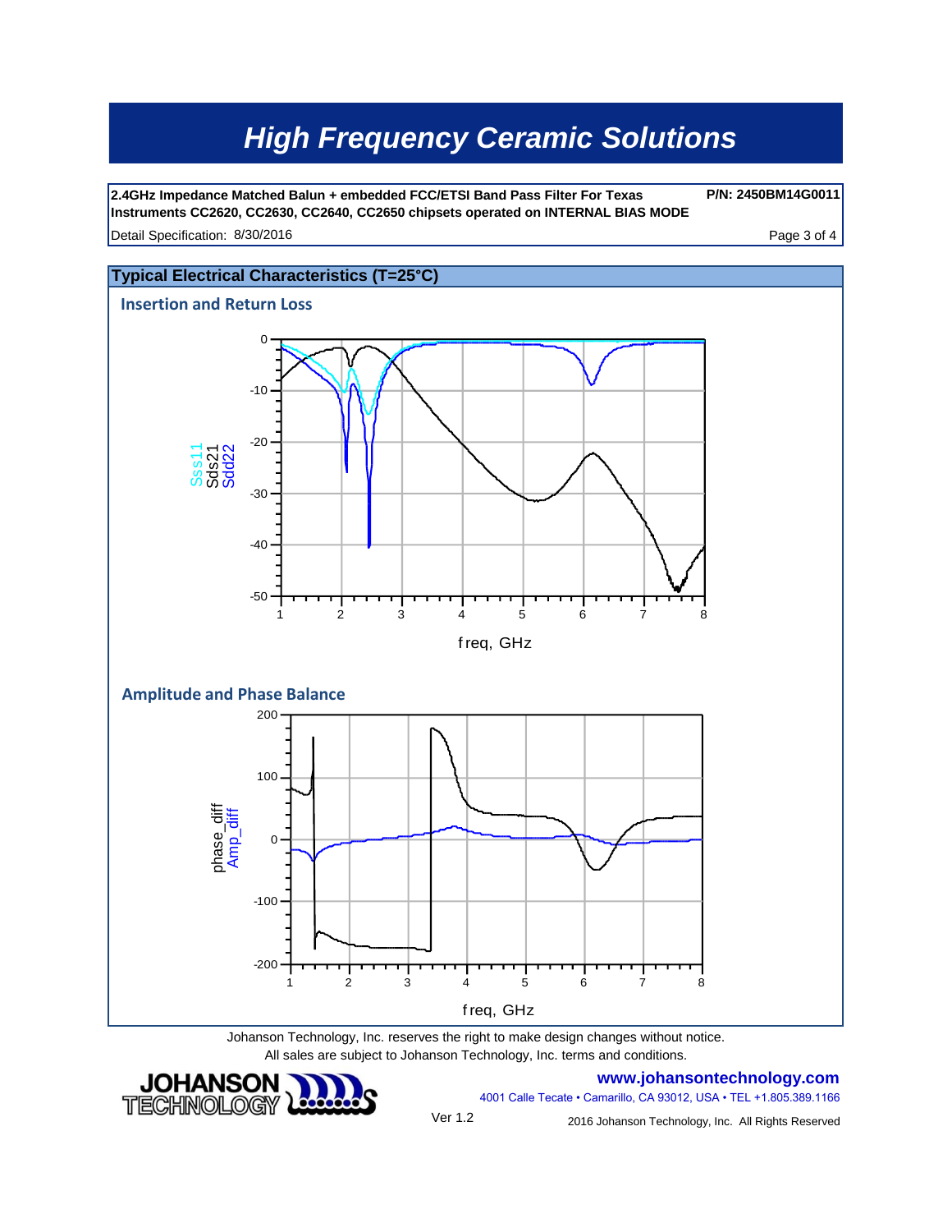# High Frequency Ceramic Solutions

**2.4GHz Impedance Matched Balun + embedded FCC/ETSI Band Pass Filter For Texas Instruments CC2620, CC2630, CC2640, CC2650 chipsets operated on INTERNAL BIAS MODE** **P/N: 2450BM14G0011**

Detail Specification: 8/30/2016

## Typical Electrical Characteristics (T=25°C)

### Insertion and Return Loss

### Amplitude and Phase Balance

Johanson Technology, Inc. reserves the right to make design changes without notice.
All sales are subject to Johanson Technology, Inc. terms and conditions.

**www.johansontechnology.com**
4001 Calle Tecate • Camarillo, CA 93012, USA • TEL +1.805.389.1166

Ver 1.2

2016 Johanson Technology, Inc. All Rights Reserved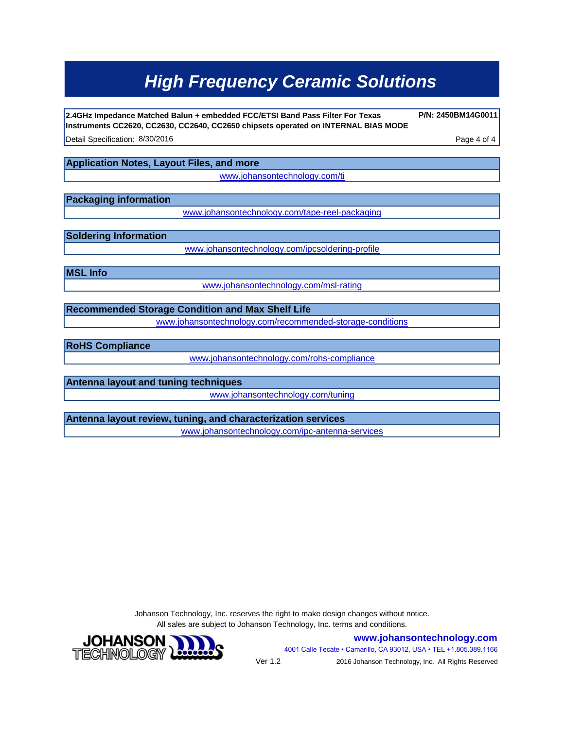## Application Notes, Layout Files, and more

www.johansontechnology.com/ti

## Packaging information

www.johansontechnology.com/tape-reel-packaging

## Soldering Information

www.johansontechnology.com/ipcsoldering-profile

## MSL Info

www.johansontechnology.com/msl-rating

## Recommended Storage Condition and Max Shelf Life

www.johansontechnology.com/recommended-storage-conditions

## RoHS Compliance

www.johansontechnology.com/rohs-compliance

## Antenna layout and tuning techniques

www.johansontechnology.com/tuning

## Antenna layout review, tuning, and characterization services

www.johansontechnology.com/ipc-antenna-services

Johanson Technology, Inc. reserves the right to make design changes without notice.
All sales are subject to Johanson Technology, Inc. terms and conditions.